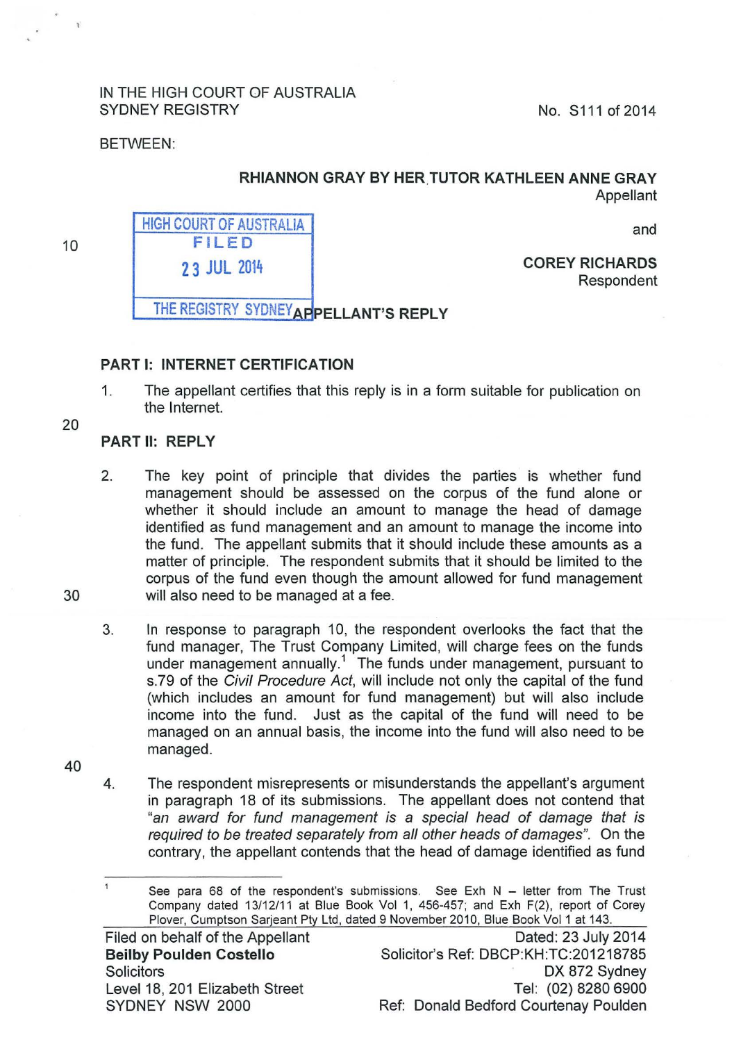IN THE HIGH COURT OF AUSTRALIA
SYDNEY REGISTRY

No. S111 of 2014

BETWEEN:

**RHIANNON GRAY BY HER TUTOR KATHLEEN ANNE GRAY**
Appellant

and

**COREY RICHARDS**
Respondent

HIGH COURT OF AUSTRALIA
FILED
23 JUL 2014
THE REGISTRY SYDNEY

**APPELLANT'S REPLY**

## PART I: INTERNET CERTIFICATION

1. The appellant certifies that this reply is in a form suitable for publication on the Internet.

## PART II: REPLY

2. The key point of principle that divides the parties is whether fund management should be assessed on the corpus of the fund alone or whether it should include an amount to manage the head of damage identified as fund management and an amount to manage the income into the fund. The appellant submits that it should include these amounts as a matter of principle. The respondent submits that it should be limited to the corpus of the fund even though the amount allowed for fund management will also need to be managed at a fee.

3. In response to paragraph 10, the respondent overlooks the fact that the fund manager, The Trust Company Limited, will charge fees on the funds under management annually.[1] The funds under management, pursuant to s.79 of the *Civil Procedure Act*, will include not only the capital of the fund (which includes an amount for fund management) but will also include income into the fund. Just as the capital of the fund will need to be managed on an annual basis, the income into the fund will also need to be managed.

4. The respondent misrepresents or misunderstands the appellant's argument in paragraph 18 of its submissions. The appellant does not contend that *"an award for fund management is a special head of damage that is required to be treated separately from all other heads of damages"*. On the contrary, the appellant contends that the head of damage identified as fund

[1] See para 68 of the respondent's submissions. See Exh N – letter from The Trust Company dated 13/12/11 at Blue Book Vol 1, 456-457; and Exh F(2), report of Corey Plover, Cumptson Sarjeant Pty Ltd, dated 9 November 2010, Blue Book Vol 1 at 143.

Filed on behalf of the Appellant
**Beilby Poulden Costello**
Solicitors
Level 18, 201 Elizabeth Street
SYDNEY NSW 2000

Dated: 23 July 2014
Solicitor's Ref: DBCP:KH:TC:201218785
DX 872 Sydney
Tel: (02) 8280 6900
Ref: Donald Bedford Courtenay Poulden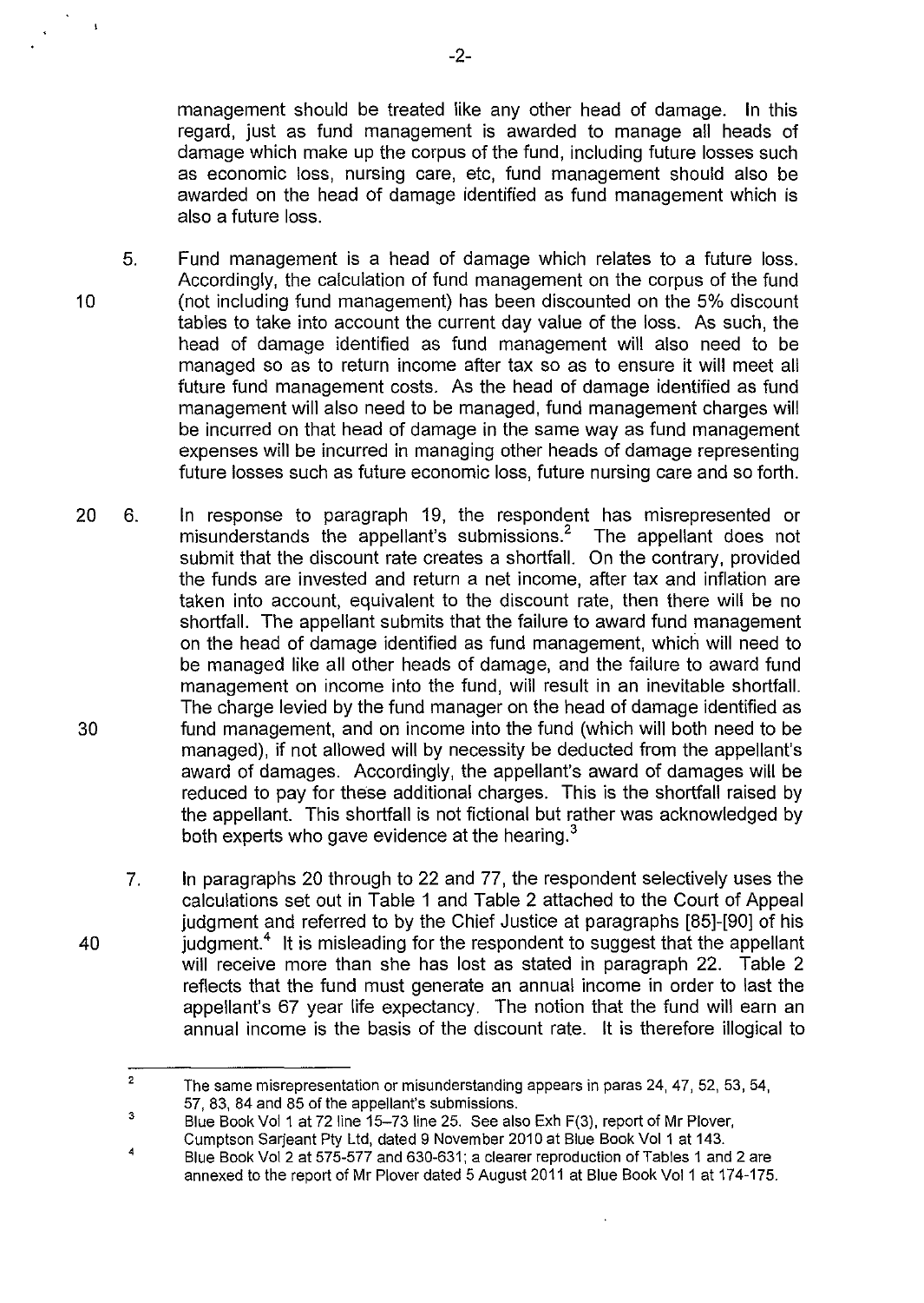management should be treated like any other head of damage. In this regard, just as fund management is awarded to manage all heads of damage which make up the corpus of the fund, including future losses such as economic loss, nursing care, etc, fund management should also be awarded on the head of damage identified as fund management which is also a future loss.

5. Fund management is a head of damage which relates to a future loss. Accordingly, the calculation of fund management on the corpus of the fund (not including fund management) has been discounted on the 5% discount tables to take into account the current day value of the loss. As such, the head of damage identified as fund management will also need to be managed so as to return income after tax so as to ensure it will meet all future fund management costs. As the head of damage identified as fund management will also need to be managed, fund management charges will be incurred on that head of damage in the same way as fund management expenses will be incurred in managing other heads of damage representing future losses such as future economic loss, future nursing care and so forth.

6. In response to paragraph 19, the respondent has misrepresented or misunderstands the appellant's submissions.[2] The appellant does not submit that the discount rate creates a shortfall. On the contrary, provided the funds are invested and return a net income, after tax and inflation are taken into account, equivalent to the discount rate, then there will be no shortfall. The appellant submits that the failure to award fund management on the head of damage identified as fund management, which will need to be managed like all other heads of damage, and the failure to award fund management on income into the fund, will result in an inevitable shortfall. The charge levied by the fund manager on the head of damage identified as fund management, and on income into the fund (which will both need to be managed), if not allowed will by necessity be deducted from the appellant's award of damages. Accordingly, the appellant's award of damages will be reduced to pay for these additional charges. This is the shortfall raised by the appellant. This shortfall is not fictional but rather was acknowledged by both experts who gave evidence at the hearing.[3]

7. In paragraphs 20 through to 22 and 77, the respondent selectively uses the calculations set out in Table 1 and Table 2 attached to the Court of Appeal judgment and referred to by the Chief Justice at paragraphs [85]-[90] of his judgment.[4] It is misleading for the respondent to suggest that the appellant will receive more than she has lost as stated in paragraph 22. Table 2 reflects that the fund must generate an annual income in order to last the appellant's 67 year life expectancy. The notion that the fund will earn an annual income is the basis of the discount rate. It is therefore illogical to

---

[2] The same misrepresentation or misunderstanding appears in paras 24, 47, 52, 53, 54, 57, 83, 84 and 85 of the appellant's submissions.

[3] Blue Book Vol 1 at 72 line 15–73 line 25. See also Exh F(3), report of Mr Plover, Cumptson Sarjeant Pty Ltd, dated 9 November 2010 at Blue Book Vol 1 at 143.

[4] Blue Book Vol 2 at 575-577 and 630-631; a clearer reproduction of Tables 1 and 2 are annexed to the report of Mr Plover dated 5 August 2011 at Blue Book Vol 1 at 174-175.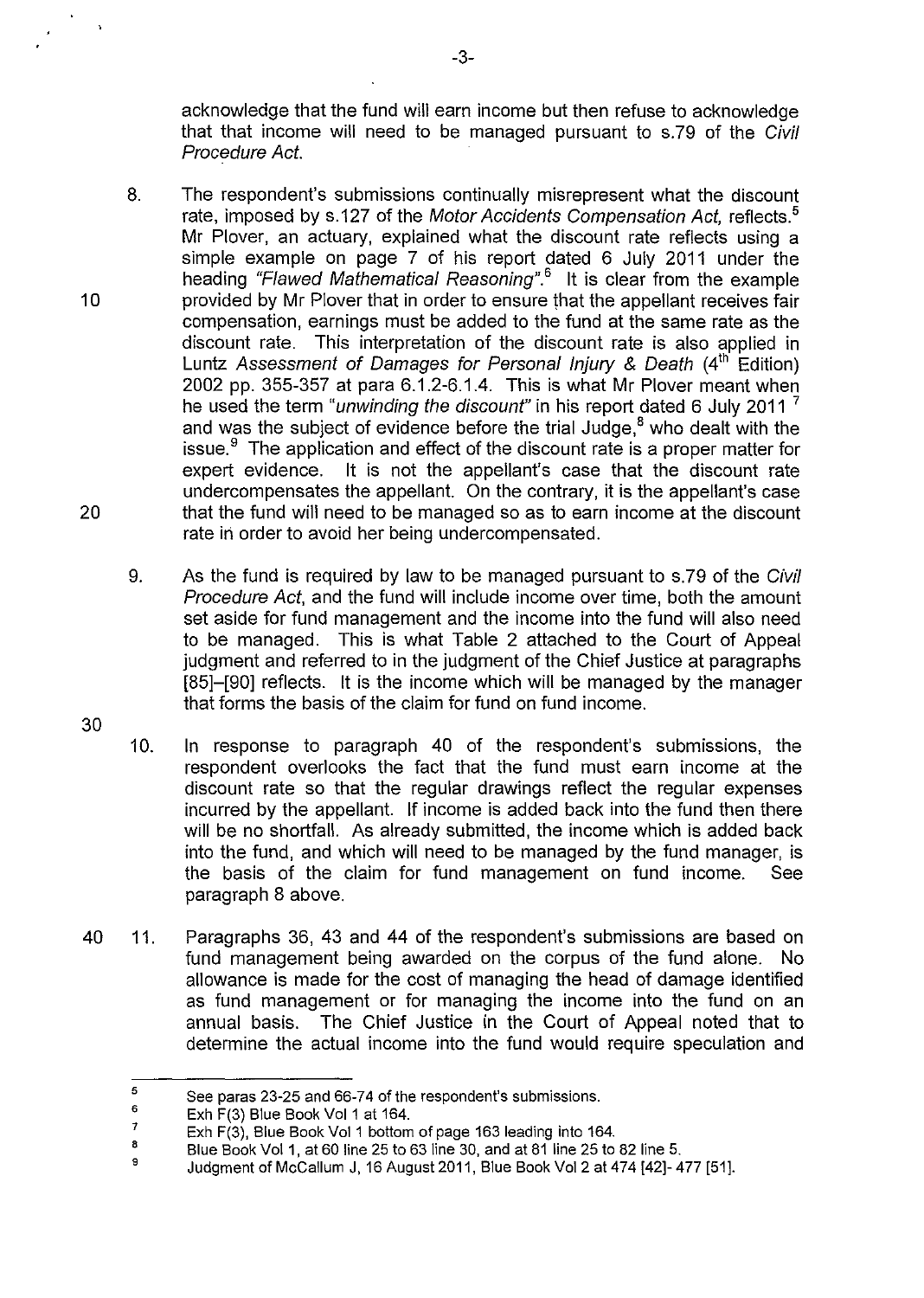acknowledge that the fund will earn income but then refuse to acknowledge that that income will need to be managed pursuant to s.79 of the *Civil Procedure Act*.

8. The respondent's submissions continually misrepresent what the discount rate, imposed by s.127 of the *Motor Accidents Compensation Act*, reflects.[5] Mr Plover, an actuary, explained what the discount rate reflects using a simple example on page 7 of his report dated 6 July 2011 under the heading *"Flawed Mathematical Reasoning"*.[6] It is clear from the example provided by Mr Plover that in order to ensure that the appellant receives fair compensation, earnings must be added to the fund at the same rate as the discount rate. This interpretation of the discount rate is also applied in Luntz *Assessment of Damages for Personal Injury & Death* (4th Edition) 2002 pp. 355-357 at para 6.1.2-6.1.4. This is what Mr Plover meant when he used the term *"unwinding the discount"* in his report dated 6 July 2011 [7] and was the subject of evidence before the trial Judge,[8] who dealt with the issue.[9] The application and effect of the discount rate is a proper matter for expert evidence. It is not the appellant's case that the discount rate undercompensates the appellant. On the contrary, it is the appellant's case that the fund will need to be managed so as to earn income at the discount rate in order to avoid her being undercompensated.

9. As the fund is required by law to be managed pursuant to s.79 of the *Civil Procedure Act*, and the fund will include income over time, both the amount set aside for fund management and the income into the fund will also need to be managed. This is what Table 2 attached to the Court of Appeal judgment and referred to in the judgment of the Chief Justice at paragraphs [85]–[90] reflects. It is the income which will be managed by the manager that forms the basis of the claim for fund on fund income.

10. In response to paragraph 40 of the respondent's submissions, the respondent overlooks the fact that the fund must earn income at the discount rate so that the regular drawings reflect the regular expenses incurred by the appellant. If income is added back into the fund then there will be no shortfall. As already submitted, the income which is added back into the fund, and which will need to be managed by the fund manager, is the basis of the claim for fund management on fund income. See paragraph 8 above.

11. Paragraphs 36, 43 and 44 of the respondent's submissions are based on fund management being awarded on the corpus of the fund alone. No allowance is made for the cost of managing the head of damage identified as fund management or for managing the income into the fund on an annual basis. The Chief Justice in the Court of Appeal noted that to determine the actual income into the fund would require speculation and

---

[5] See paras 23-25 and 66-74 of the respondent's submissions.
[6] Exh F(3) Blue Book Vol 1 at 164.
[7] Exh F(3), Blue Book Vol 1 bottom of page 163 leading into 164.
[8] Blue Book Vol 1, at 60 line 25 to 63 line 30, and at 81 line 25 to 82 line 5.
[9] Judgment of McCallum J, 16 August 2011, Blue Book Vol 2 at 474 [42]- 477 [51].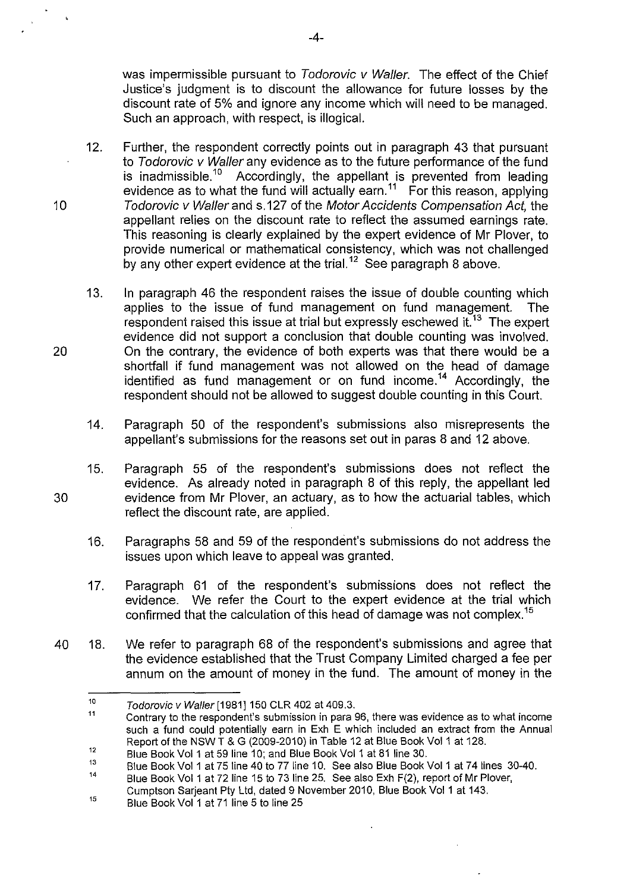was impermissible pursuant to *Todorovic v Waller*. The effect of the Chief Justice's judgment is to discount the allowance for future losses by the discount rate of 5% and ignore any income which will need to be managed. Such an approach, with respect, is illogical.

12. Further, the respondent correctly points out in paragraph 43 that pursuant to *Todorovic v Waller* any evidence as to the future performance of the fund is inadmissible.[10] Accordingly, the appellant is prevented from leading evidence as to what the fund will actually earn.[11] For this reason, applying *Todorovic v Waller* and s.127 of the *Motor Accidents Compensation Act*, the appellant relies on the discount rate to reflect the assumed earnings rate. This reasoning is clearly explained by the expert evidence of Mr Plover, to provide numerical or mathematical consistency, which was not challenged by any other expert evidence at the trial.[12] See paragraph 8 above.

13. In paragraph 46 the respondent raises the issue of double counting which applies to the issue of fund management on fund management. The respondent raised this issue at trial but expressly eschewed it.[13] The expert evidence did not support a conclusion that double counting was involved. On the contrary, the evidence of both experts was that there would be a shortfall if fund management was not allowed on the head of damage identified as fund management or on fund income.[14] Accordingly, the respondent should not be allowed to suggest double counting in this Court.

14. Paragraph 50 of the respondent's submissions also misrepresents the appellant's submissions for the reasons set out in paras 8 and 12 above.

15. Paragraph 55 of the respondent's submissions does not reflect the evidence. As already noted in paragraph 8 of this reply, the appellant led evidence from Mr Plover, an actuary, as to how the actuarial tables, which reflect the discount rate, are applied.

16. Paragraphs 58 and 59 of the respondent's submissions do not address the issues upon which leave to appeal was granted.

17. Paragraph 61 of the respondent's submissions does not reflect the evidence. We refer the Court to the expert evidence at the trial which confirmed that the calculation of this head of damage was not complex.[15]

18. We refer to paragraph 68 of the respondent's submissions and agree that the evidence established that the Trust Company Limited charged a fee per annum on the amount of money in the fund. The amount of money in the

---

[10] *Todorovic v Waller* [1981] 150 CLR 402 at 409.3.

[11] Contrary to the respondent's submission in para 96, there was evidence as to what income such a fund could potentially earn in Exh E which included an extract from the Annual Report of the NSW T & G (2009-2010) in Table 12 at Blue Book Vol 1 at 128.

[12] Blue Book Vol 1 at 59 line 10; and Blue Book Vol 1 at 81 line 30.

[13] Blue Book Vol 1 at 75 line 40 to 77 line 10. See also Blue Book Vol 1 at 74 lines 30-40.

[14] Blue Book Vol 1 at 72 line 15 to 73 line 25. See also Exh F(2), report of Mr Plover, Cumptson Sarjeant Pty Ltd, dated 9 November 2010, Blue Book Vol 1 at 143.

[15] Blue Book Vol 1 at 71 line 5 to line 25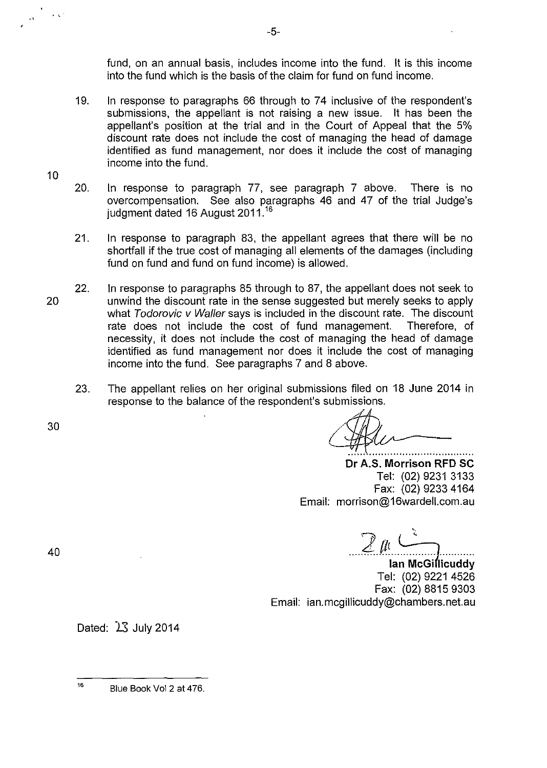fund, on an annual basis, includes income into the fund. It is this income into the fund which is the basis of the claim for fund on fund income.

19. In response to paragraphs 66 through to 74 inclusive of the respondent's submissions, the appellant is not raising a new issue. It has been the appellant's position at the trial and in the Court of Appeal that the 5% discount rate does not include the cost of managing the head of damage identified as fund management, nor does it include the cost of managing income into the fund.

20. In response to paragraph 77, see paragraph 7 above. There is no overcompensation. See also paragraphs 46 and 47 of the trial Judge's judgment dated 16 August 2011.[16]

21. In response to paragraph 83, the appellant agrees that there will be no shortfall if the true cost of managing all elements of the damages (including fund on fund and fund on fund income) is allowed.

22. In response to paragraphs 85 through to 87, the appellant does not seek to unwind the discount rate in the sense suggested but merely seeks to apply what *Todorovic v Waller* says is included in the discount rate. The discount rate does not include the cost of fund management. Therefore, of necessity, it does not include the cost of managing the head of damage identified as fund management nor does it include the cost of managing income into the fund. See paragraphs 7 and 8 above.

23. The appellant relies on her original submissions filed on 18 June 2014 in response to the balance of the respondent's submissions.

**Dr A.S. Morrison RFD SC**
Tel: (02) 9231 3133
Fax: (02) 9233 4164
Email: morrison@16wardell.com.au

**Ian McGillicuddy**
Tel: (02) 9221 4526
Fax: (02) 8815 9303
Email: ian.mcgillicuddy@chambers.net.au

Dated: 23 July 2014

[16] Blue Book Vol 2 at 476.